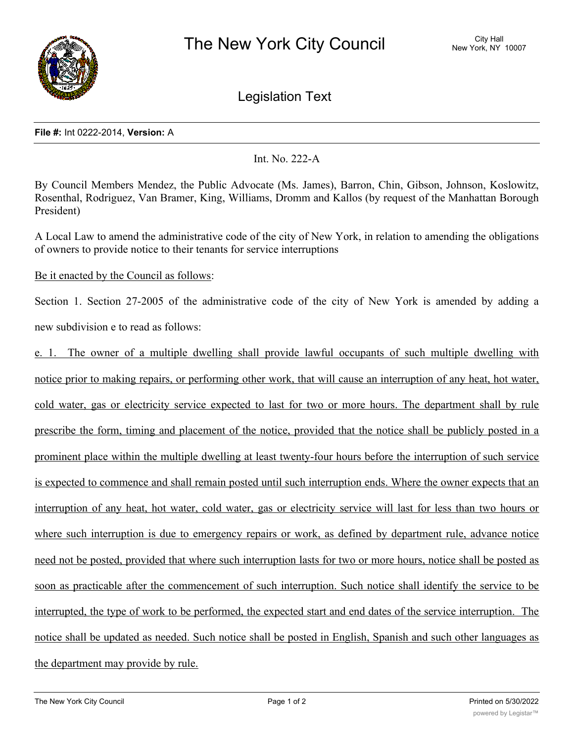# The New York City Council

City Hall
New York, NY 10007

## Legislation Text

**File #:** Int 0222-2014, **Version:** A

Int. No. 222-A

By Council Members Mendez, the Public Advocate (Ms. James), Barron, Chin, Gibson, Johnson, Koslowitz, Rosenthal, Rodriguez, Van Bramer, King, Williams, Dromm and Kallos (by request of the Manhattan Borough President)

A Local Law to amend the administrative code of the city of New York, in relation to amending the obligations of owners to provide notice to their tenants for service interruptions

Be it enacted by the Council as follows:

Section 1. Section 27-2005 of the administrative code of the city of New York is amended by adding a new subdivision e to read as follows:

e. 1. The owner of a multiple dwelling shall provide lawful occupants of such multiple dwelling with notice prior to making repairs, or performing other work, that will cause an interruption of any heat, hot water, cold water, gas or electricity service expected to last for two or more hours. The department shall by rule prescribe the form, timing and placement of the notice, provided that the notice shall be publicly posted in a prominent place within the multiple dwelling at least twenty-four hours before the interruption of such service is expected to commence and shall remain posted until such interruption ends. Where the owner expects that an interruption of any heat, hot water, cold water, gas or electricity service will last for less than two hours or where such interruption is due to emergency repairs or work, as defined by department rule, advance notice need not be posted, provided that where such interruption lasts for two or more hours, notice shall be posted as soon as practicable after the commencement of such interruption. Such notice shall identify the service to be interrupted, the type of work to be performed, the expected start and end dates of the service interruption. The notice shall be updated as needed. Such notice shall be posted in English, Spanish and such other languages as the department may provide by rule.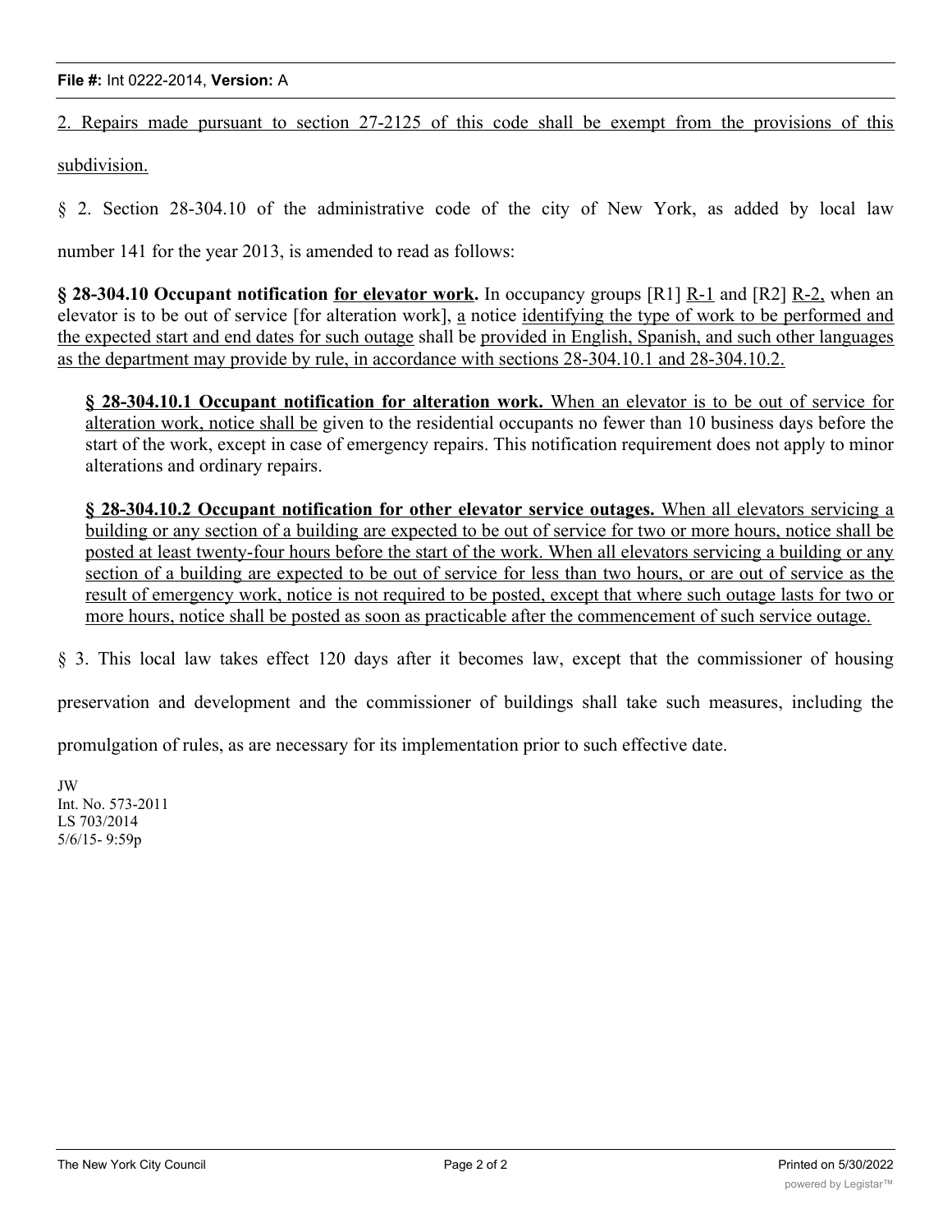2. Repairs made pursuant to section 27-2125 of this code shall be exempt from the provisions of this subdivision.

§ 2. Section 28-304.10 of the administrative code of the city of New York, as added by local law number 141 for the year 2013, is amended to read as follows:

**§ 28-304.10 Occupant notification for elevator work.** In occupancy groups [R1] R-1 and [R2] R-2, when an elevator is to be out of service [for alteration work], a notice identifying the type of work to be performed and the expected start and end dates for such outage shall be provided in English, Spanish, and such other languages as the department may provide by rule, in accordance with sections 28-304.10.1 and 28-304.10.2.

**§ 28-304.10.1 Occupant notification for alteration work.** When an elevator is to be out of service for alteration work, notice shall be given to the residential occupants no fewer than 10 business days before the start of the work, except in case of emergency repairs. This notification requirement does not apply to minor alterations and ordinary repairs.

**§ 28-304.10.2 Occupant notification for other elevator service outages.** When all elevators servicing a building or any section of a building are expected to be out of service for two or more hours, notice shall be posted at least twenty-four hours before the start of the work. When all elevators servicing a building or any section of a building are expected to be out of service for less than two hours, or are out of service as the result of emergency work, notice is not required to be posted, except that where such outage lasts for two or more hours, notice shall be posted as soon as practicable after the commencement of such service outage.

§ 3. This local law takes effect 120 days after it becomes law, except that the commissioner of housing preservation and development and the commissioner of buildings shall take such measures, including the promulgation of rules, as are necessary for its implementation prior to such effective date.

JW
Int. No. 573-2011
LS 703/2014
5/6/15- 9:59p